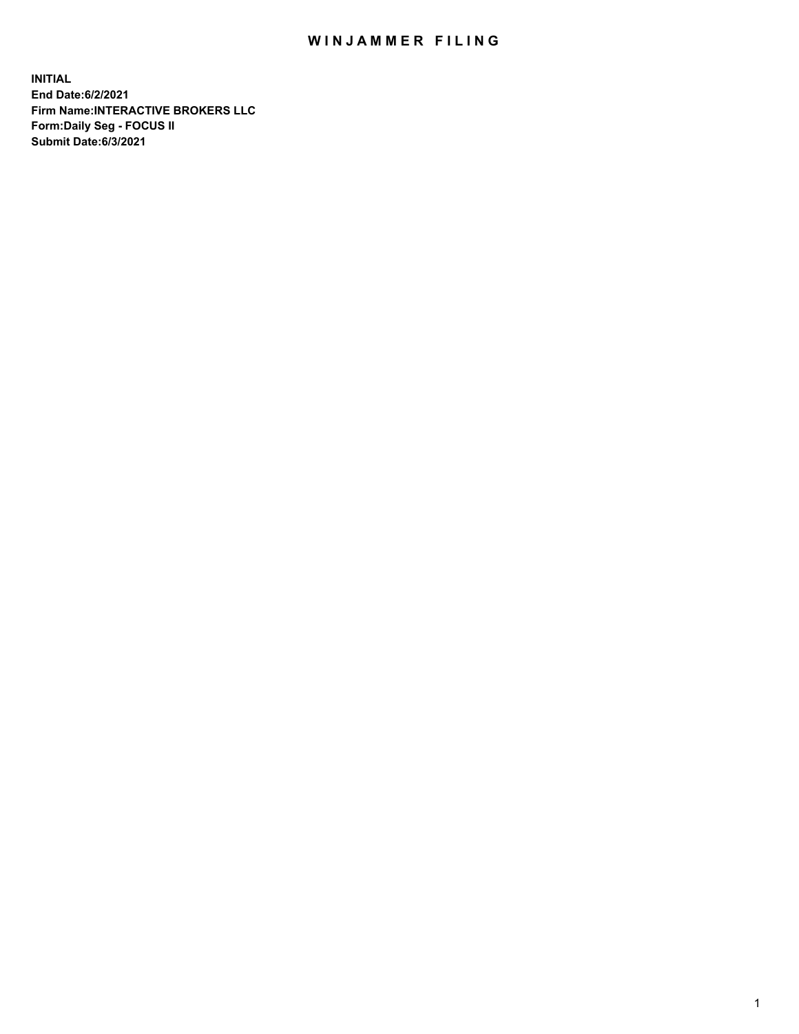# WINJAMMER FILING

**INITIAL**
**End Date:6/2/2021**
**Firm Name:INTERACTIVE BROKERS LLC**
**Form:Daily Seg - FOCUS II**
**Submit Date:6/3/2021**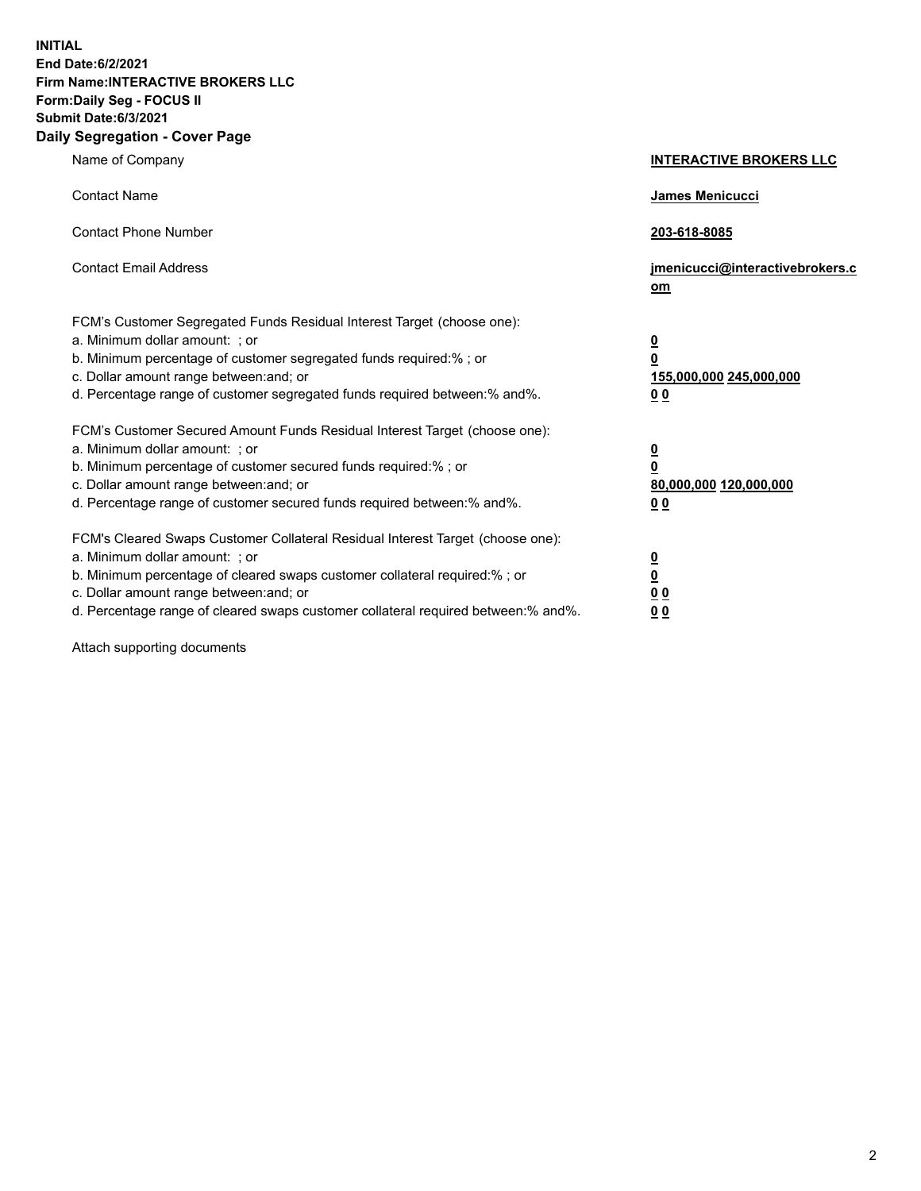**INITIAL**
**End Date:6/2/2021**
**Firm Name:INTERACTIVE BROKERS LLC**
**Form:Daily Seg - FOCUS II**
**Submit Date:6/3/2021**
**Daily Segregation - Cover Page**

| | |
|---|---|
| Name of Company | **INTERACTIVE BROKERS LLC** |
| Contact Name | **James Menicucci** |
| Contact Phone Number | **203-618-8085** |
| Contact Email Address | **jmenicucci@interactivebrokers.com** |
| FCM's Customer Segregated Funds Residual Interest Target (choose one): | |
| a. Minimum dollar amount: ; or | **0** |
| b. Minimum percentage of customer segregated funds required:% ; or | **0** |
| c. Dollar amount range between:and; or | **155,000,000 245,000,000** |
| d. Percentage range of customer segregated funds required between:% and%. | **0 0** |
| FCM's Customer Secured Amount Funds Residual Interest Target (choose one): | |
| a. Minimum dollar amount: ; or | **0** |
| b. Minimum percentage of customer secured funds required:% ; or | **0** |
| c. Dollar amount range between:and; or | **80,000,000 120,000,000** |
| d. Percentage range of customer secured funds required between:% and%. | **0 0** |
| FCM's Cleared Swaps Customer Collateral Residual Interest Target (choose one): | |
| a. Minimum dollar amount: ; or | **0** |
| b. Minimum percentage of cleared swaps customer collateral required:% ; or | **0** |
| c. Dollar amount range between:and; or | **0 0** |
| d. Percentage range of cleared swaps customer collateral required between:% and%. | **0 0** |

Attach supporting documents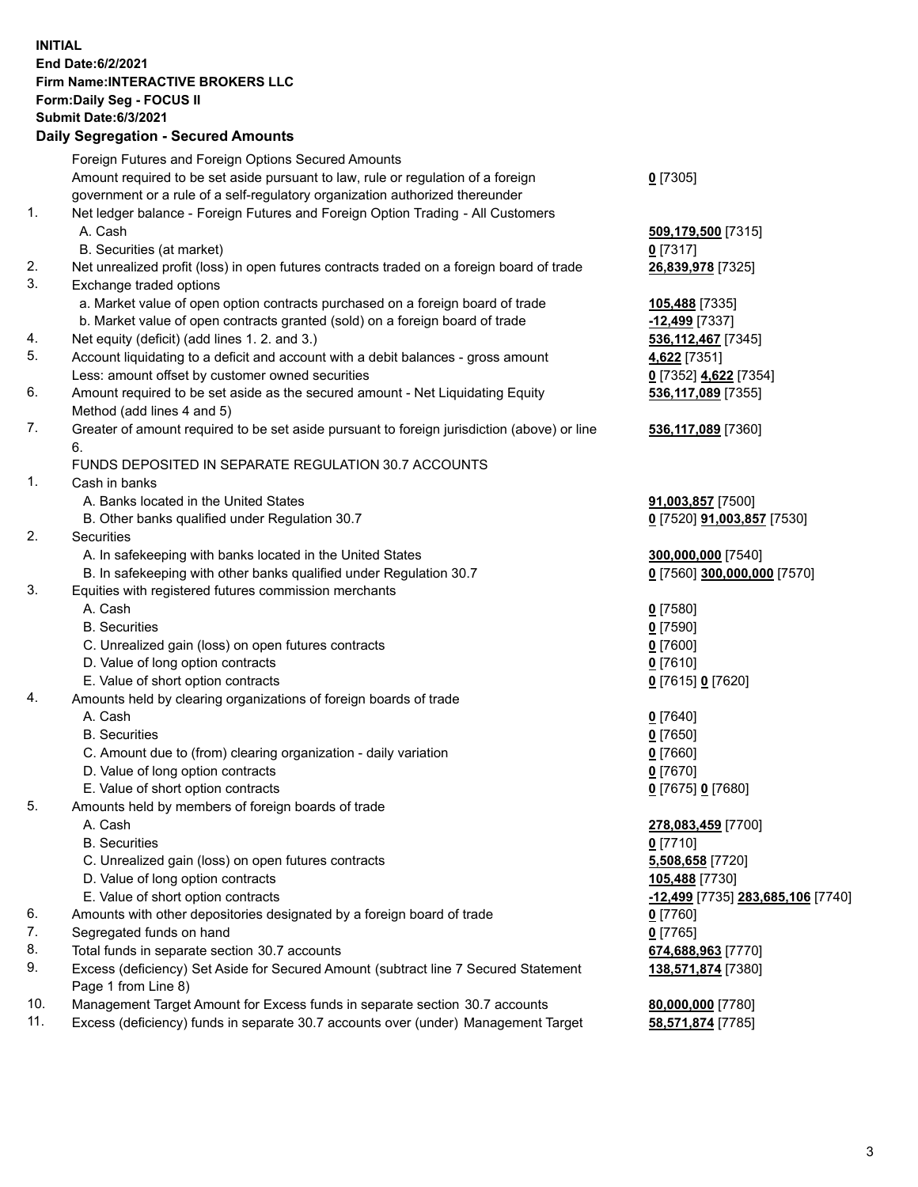**INITIAL**
**End Date:6/2/2021**
**Firm Name:INTERACTIVE BROKERS LLC**
**Form:Daily Seg - FOCUS II**
**Submit Date:6/3/2021**

**Daily Segregation - Secured Amounts**

| | | |
|---|---|---|
| | Foreign Futures and Foreign Options Secured Amounts | |
| | Amount required to be set aside pursuant to law, rule or regulation of a foreign government or a rule of a self-regulatory organization authorized thereunder | **0** [7305] |
| 1. | Net ledger balance - Foreign Futures and Foreign Option Trading - All Customers | |
| | A. Cash | **509,179,500** [7315] |
| | B. Securities (at market) | **0** [7317] |
| 2. | Net unrealized profit (loss) in open futures contracts traded on a foreign board of trade | **26,839,978** [7325] |
| 3. | Exchange traded options | |
| | a. Market value of open option contracts purchased on a foreign board of trade | **105,488** [7335] |
| | b. Market value of open contracts granted (sold) on a foreign board of trade | **-12,499** [7337] |
| 4. | Net equity (deficit) (add lines 1. 2. and 3.) | **536,112,467** [7345] |
| 5. | Account liquidating to a deficit and account with a debit balances - gross amount | **4,622** [7351] |
| | Less: amount offset by customer owned securities | **0** [7352] **4,622** [7354] |
| 6. | Amount required to be set aside as the secured amount - Net Liquidating Equity Method (add lines 4 and 5) | **536,117,089** [7355] |
| 7. | Greater of amount required to be set aside pursuant to foreign jurisdiction (above) or line 6. | **536,117,089** [7360] |
| | FUNDS DEPOSITED IN SEPARATE REGULATION 30.7 ACCOUNTS | |
| 1. | Cash in banks | |
| | A. Banks located in the United States | **91,003,857** [7500] |
| | B. Other banks qualified under Regulation 30.7 | **0** [7520] **91,003,857** [7530] |
| 2. | Securities | |
| | A. In safekeeping with banks located in the United States | **300,000,000** [7540] |
| | B. In safekeeping with other banks qualified under Regulation 30.7 | **0** [7560] **300,000,000** [7570] |
| 3. | Equities with registered futures commission merchants | |
| | A. Cash | **0** [7580] |
| | B. Securities | **0** [7590] |
| | C. Unrealized gain (loss) on open futures contracts | **0** [7600] |
| | D. Value of long option contracts | **0** [7610] |
| | E. Value of short option contracts | **0** [7615] **0** [7620] |
| 4. | Amounts held by clearing organizations of foreign boards of trade | |
| | A. Cash | **0** [7640] |
| | B. Securities | **0** [7650] |
| | C. Amount due to (from) clearing organization - daily variation | **0** [7660] |
| | D. Value of long option contracts | **0** [7670] |
| | E. Value of short option contracts | **0** [7675] **0** [7680] |
| 5. | Amounts held by members of foreign boards of trade | |
| | A. Cash | **278,083,459** [7700] |
| | B. Securities | **0** [7710] |
| | C. Unrealized gain (loss) on open futures contracts | **5,508,658** [7720] |
| | D. Value of long option contracts | **105,488** [7730] |
| | E. Value of short option contracts | **-12,499** [7735] **283,685,106** [7740] |
| 6. | Amounts with other depositories designated by a foreign board of trade | **0** [7760] |
| 7. | Segregated funds on hand | **0** [7765] |
| 8. | Total funds in separate section 30.7 accounts | **674,688,963** [7770] |
| 9. | Excess (deficiency) Set Aside for Secured Amount (subtract line 7 Secured Statement Page 1 from Line 8) | **138,571,874** [7380] |
| 10. | Management Target Amount for Excess funds in separate section 30.7 accounts | **80,000,000** [7780] |
| 11. | Excess (deficiency) funds in separate 30.7 accounts over (under) Management Target | **58,571,874** [7785] |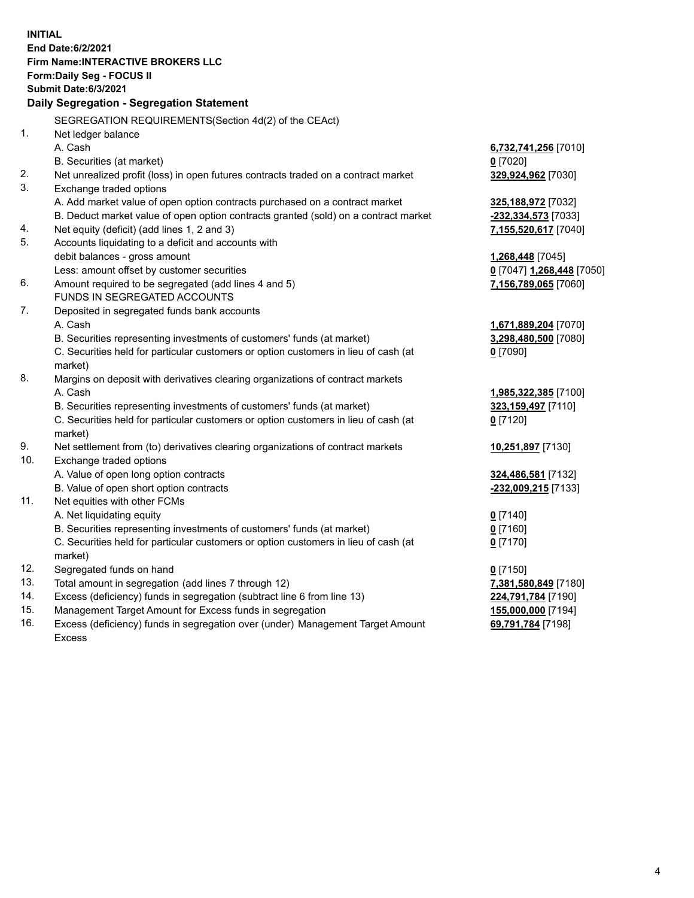**INITIAL**
**End Date:6/2/2021**
**Firm Name:INTERACTIVE BROKERS LLC**
**Form:Daily Seg - FOCUS II**
**Submit Date:6/3/2021**

**Daily Segregation - Segregation Statement**

SEGREGATION REQUIREMENTS(Section 4d(2) of the CEAct)

| | | |
|---|---|---|
| 1. | Net ledger balance | |
| | A. Cash | **6,732,741,256** [7010] |
| | B. Securities (at market) | **0** [7020] |
| 2. | Net unrealized profit (loss) in open futures contracts traded on a contract market | **329,924,962** [7030] |
| 3. | Exchange traded options | |
| | A. Add market value of open option contracts purchased on a contract market | **325,188,972** [7032] |
| | B. Deduct market value of open option contracts granted (sold) on a contract market | **-232,334,573** [7033] |
| 4. | Net equity (deficit) (add lines 1, 2 and 3) | **7,155,520,617** [7040] |
| 5. | Accounts liquidating to a deficit and accounts with debit balances - gross amount | **1,268,448** [7045] |
| | Less: amount offset by customer securities | **0** [7047] **1,268,448** [7050] |
| 6. | Amount required to be segregated (add lines 4 and 5) | **7,156,789,065** [7060] |
| | FUNDS IN SEGREGATED ACCOUNTS | |
| 7. | Deposited in segregated funds bank accounts | |
| | A. Cash | **1,671,889,204** [7070] |
| | B. Securities representing investments of customers' funds (at market) | **3,298,480,500** [7080] |
| | C. Securities held for particular customers or option customers in lieu of cash (at market) | **0** [7090] |
| 8. | Margins on deposit with derivatives clearing organizations of contract markets | |
| | A. Cash | **1,985,322,385** [7100] |
| | B. Securities representing investments of customers' funds (at market) | **323,159,497** [7110] |
| | C. Securities held for particular customers or option customers in lieu of cash (at market) | **0** [7120] |
| 9. | Net settlement from (to) derivatives clearing organizations of contract markets | **10,251,897** [7130] |
| 10. | Exchange traded options | |
| | A. Value of open long option contracts | **324,486,581** [7132] |
| | B. Value of open short option contracts | **-232,009,215** [7133] |
| 11. | Net equities with other FCMs | |
| | A. Net liquidating equity | **0** [7140] |
| | B. Securities representing investments of customers' funds (at market) | **0** [7160] |
| | C. Securities held for particular customers or option customers in lieu of cash (at market) | **0** [7170] |
| 12. | Segregated funds on hand | **0** [7150] |
| 13. | Total amount in segregation (add lines 7 through 12) | **7,381,580,849** [7180] |
| 14. | Excess (deficiency) funds in segregation (subtract line 6 from line 13) | **224,791,784** [7190] |
| 15. | Management Target Amount for Excess funds in segregation | **155,000,000** [7194] |
| 16. | Excess (deficiency) funds in segregation over (under) Management Target Amount Excess | **69,791,784** [7198] |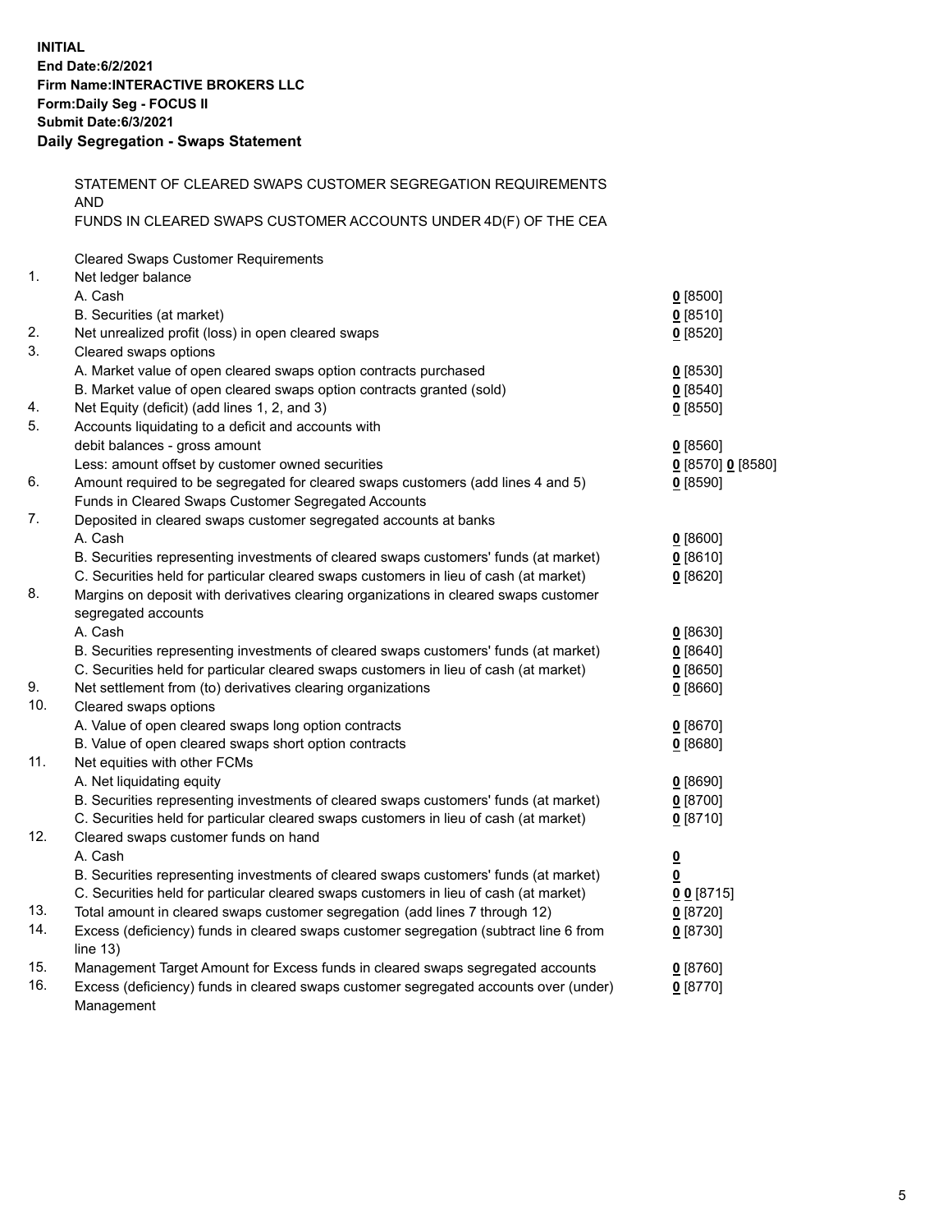**INITIAL**
**End Date:6/2/2021**
**Firm Name:INTERACTIVE BROKERS LLC**
**Form:Daily Seg - FOCUS II**
**Submit Date:6/3/2021**
**Daily Segregation - Swaps Statement**

STATEMENT OF CLEARED SWAPS CUSTOMER SEGREGATION REQUIREMENTS AND FUNDS IN CLEARED SWAPS CUSTOMER ACCOUNTS UNDER 4D(F) OF THE CEA

| | | |
|---|---|---|
| | Cleared Swaps Customer Requirements | |
| 1. | Net ledger balance | |
| | A. Cash | 0 [8500] |
| | B. Securities (at market) | 0 [8510] |
| 2. | Net unrealized profit (loss) in open cleared swaps | 0 [8520] |
| 3. | Cleared swaps options | |
| | A. Market value of open cleared swaps option contracts purchased | 0 [8530] |
| | B. Market value of open cleared swaps option contracts granted (sold) | 0 [8540] |
| 4. | Net Equity (deficit) (add lines 1, 2, and 3) | 0 [8550] |
| 5. | Accounts liquidating to a deficit and accounts with debit balances - gross amount | 0 [8560] |
| | Less: amount offset by customer owned securities | 0 [8570] 0 [8580] |
| 6. | Amount required to be segregated for cleared swaps customers (add lines 4 and 5) | 0 [8590] |
| | Funds in Cleared Swaps Customer Segregated Accounts | |
| 7. | Deposited in cleared swaps customer segregated accounts at banks | |
| | A. Cash | 0 [8600] |
| | B. Securities representing investments of cleared swaps customers' funds (at market) | 0 [8610] |
| | C. Securities held for particular cleared swaps customers in lieu of cash (at market) | 0 [8620] |
| 8. | Margins on deposit with derivatives clearing organizations in cleared swaps customer segregated accounts | |
| | A. Cash | 0 [8630] |
| | B. Securities representing investments of cleared swaps customers' funds (at market) | 0 [8640] |
| | C. Securities held for particular cleared swaps customers in lieu of cash (at market) | 0 [8650] |
| 9. | Net settlement from (to) derivatives clearing organizations | 0 [8660] |
| 10. | Cleared swaps options | |
| | A. Value of open cleared swaps long option contracts | 0 [8670] |
| | B. Value of open cleared swaps short option contracts | 0 [8680] |
| 11. | Net equities with other FCMs | |
| | A. Net liquidating equity | 0 [8690] |
| | B. Securities representing investments of cleared swaps customers' funds (at market) | 0 [8700] |
| | C. Securities held for particular cleared swaps customers in lieu of cash (at market) | 0 [8710] |
| 12. | Cleared swaps customer funds on hand | |
| | A. Cash | 0 |
| | B. Securities representing investments of cleared swaps customers' funds (at market) | 0 |
| | C. Securities held for particular cleared swaps customers in lieu of cash (at market) | 0 0 [8715] |
| 13. | Total amount in cleared swaps customer segregation (add lines 7 through 12) | 0 [8720] |
| 14. | Excess (deficiency) funds in cleared swaps customer segregation (subtract line 6 from line 13) | 0 [8730] |
| 15. | Management Target Amount for Excess funds in cleared swaps segregated accounts | 0 [8760] |
| 16. | Excess (deficiency) funds in cleared swaps customer segregated accounts over (under) Management | 0 [8770] |